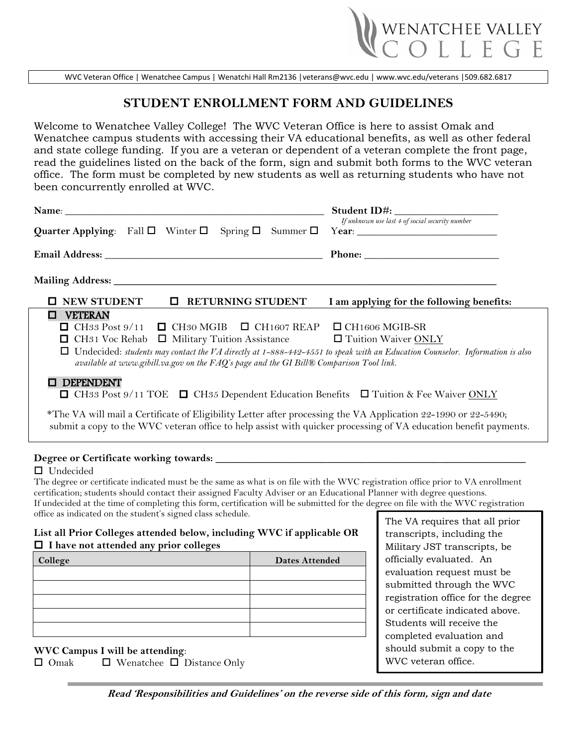WENATCHEE VALLEY COLLEGE

WVC Veteran Office | Wenatchee Campus | Wenatchi Hall Rm2136 |veterans@wvc.edu | www.wvc.edu/veterans |509.682.6817

# STUDENT ENROLLMENT FORM AND GUIDELINES

Welcome to Wenatchee Valley College! The WVC Veteran Office is here to assist Omak and Wenatchee campus students with accessing their VA educational benefits, as well as other federal and state college funding. If you are a veteran or dependent of a veteran complete the front page, read the guidelines listed on the back of the form, sign and submit both forms to the WVC veteran office. The form must be completed by new students as well as returning students who have not been concurrently enrolled at WVC.

**Name**: ______________________________________________ **Student ID#:** ___________________
*If unknown use last 4 of social security number*

**Quarter Applying**: Fall ☐ Winter ☐ Spring ☐ Summer ☐ **Year**: ___________________________

**Email Address:** ________________________________________ **Phone:** __________________________

**Mailing Address:** ____________________________________________________________________________

☐ **NEW STUDENT** ☐ **RETURNING STUDENT** **I am applying for the following benefits:**

☐ **VETERAN**

☐ CH33 Post 9/11 ☐ CH30 MGIB ☐ CH1607 REAP ☐ CH1606 MGIB-SR
☐ CH31 Voc Rehab ☐ Military Tuition Assistance ☐ Tuition Waiver ONLY
☐ Undecided: *students may contact the VA directly at 1-888-442-4551 to speak with an Education Counselor. Information is also available at www.gibill.va.gov on the FAQ's page and the GI Bill® Comparison Tool link.*

☐ **DEPENDENT**

☐ CH33 Post 9/11 TOE ☐ CH35 Dependent Education Benefits ☐ Tuition & Fee Waiver ONLY

*The VA will mail a Certificate of Eligibility Letter after processing the VA Application 22-1990 or 22-5490; submit a copy to the WVC veteran office to help assist with quicker processing of VA education benefit payments.

**Degree or Certificate working towards:** ______________________________________________________

☐ Undecided

The degree or certificate indicated must be the same as what is on file with the WVC registration office prior to VA enrollment certification; students should contact their assigned Faculty Adviser or an Educational Planner with degree questions. If undecided at the time of completing this form, certification will be submitted for the degree on file with the WVC registration office as indicated on the student's signed class schedule.

**List all Prior Colleges attended below, including WVC if applicable OR**
☐ **I have not attended any prior colleges**

| College | Dates Attended |
|---|---|
| | |
| | |
| | |
| | |
| | |

The VA requires that all prior transcripts, including the Military JST transcripts, be officially evaluated. An evaluation request must be submitted through the WVC registration office for the degree or certificate indicated above. Students will receive the completed evaluation and should submit a copy to the WVC veteran office.

**WVC Campus I will be attending**:
☐ Omak ☐ Wenatchee ☐ Distance Only

***Read 'Responsibilities and Guidelines' on the reverse side of this form, sign and date***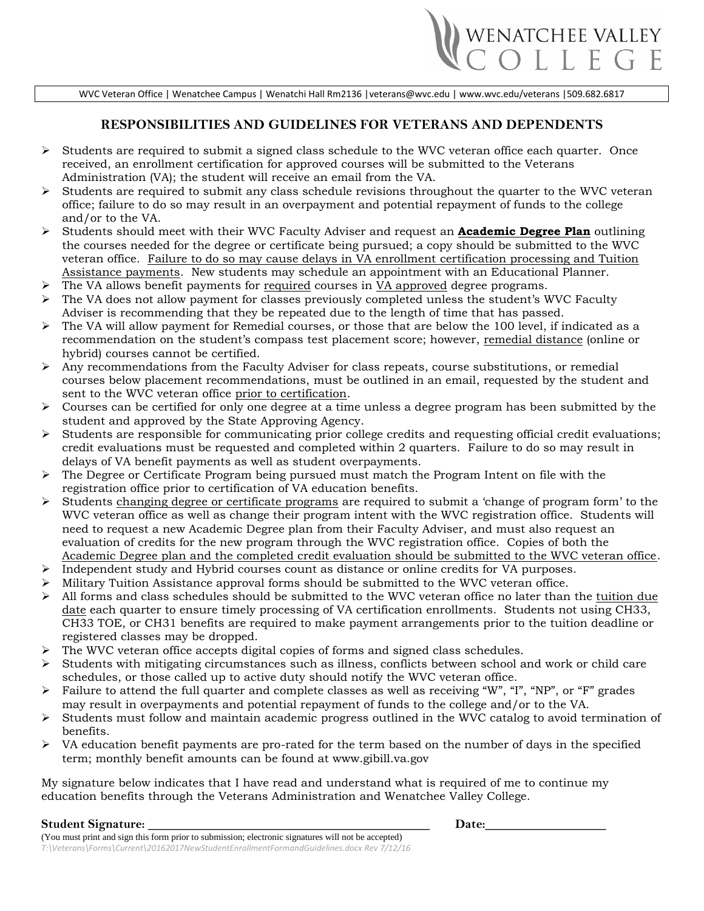WENATCHEE VALLEY COLLEGE

WVC Veteran Office | Wenatchee Campus | Wenatchi Hall Rm2136 |veterans@wvc.edu | www.wvc.edu/veterans |509.682.6817

## RESPONSIBILITIES AND GUIDELINES FOR VETERANS AND DEPENDENTS

- Students are required to submit a signed class schedule to the WVC veteran office each quarter. Once received, an enrollment certification for approved courses will be submitted to the Veterans Administration (VA); the student will receive an email from the VA.
- Students are required to submit any class schedule revisions throughout the quarter to the WVC veteran office; failure to do so may result in an overpayment and potential repayment of funds to the college and/or to the VA.
- Students should meet with their WVC Faculty Adviser and request an **Academic Degree Plan** outlining the courses needed for the degree or certificate being pursued; a copy should be submitted to the WVC veteran office. Failure to do so may cause delays in VA enrollment certification processing and Tuition Assistance payments. New students may schedule an appointment with an Educational Planner.
- The VA allows benefit payments for required courses in VA approved degree programs.
- The VA does not allow payment for classes previously completed unless the student's WVC Faculty Adviser is recommending that they be repeated due to the length of time that has passed.
- The VA will allow payment for Remedial courses, or those that are below the 100 level, if indicated as a recommendation on the student's compass test placement score; however, remedial distance (online or hybrid) courses cannot be certified.
- Any recommendations from the Faculty Adviser for class repeats, course substitutions, or remedial courses below placement recommendations, must be outlined in an email, requested by the student and sent to the WVC veteran office prior to certification.
- Courses can be certified for only one degree at a time unless a degree program has been submitted by the student and approved by the State Approving Agency.
- Students are responsible for communicating prior college credits and requesting official credit evaluations; credit evaluations must be requested and completed within 2 quarters. Failure to do so may result in delays of VA benefit payments as well as student overpayments.
- The Degree or Certificate Program being pursued must match the Program Intent on file with the registration office prior to certification of VA education benefits.
- Students changing degree or certificate programs are required to submit a 'change of program form' to the WVC veteran office as well as change their program intent with the WVC registration office. Students will need to request a new Academic Degree plan from their Faculty Adviser, and must also request an evaluation of credits for the new program through the WVC registration office. Copies of both the Academic Degree plan and the completed credit evaluation should be submitted to the WVC veteran office.
- Independent study and Hybrid courses count as distance or online credits for VA purposes.
- Military Tuition Assistance approval forms should be submitted to the WVC veteran office.
- All forms and class schedules should be submitted to the WVC veteran office no later than the tuition due date each quarter to ensure timely processing of VA certification enrollments. Students not using CH33, CH33 TOE, or CH31 benefits are required to make payment arrangements prior to the tuition deadline or registered classes may be dropped.
- The WVC veteran office accepts digital copies of forms and signed class schedules.
- Students with mitigating circumstances such as illness, conflicts between school and work or child care schedules, or those called up to active duty should notify the WVC veteran office.
- Failure to attend the full quarter and complete classes as well as receiving "W", "I", "NP", or "F" grades may result in overpayments and potential repayment of funds to the college and/or to the VA.
- Students must follow and maintain academic progress outlined in the WVC catalog to avoid termination of benefits.
- VA education benefit payments are pro-rated for the term based on the number of days in the specified term; monthly benefit amounts can be found at www.gibill.va.gov

My signature below indicates that I have read and understand what is required of me to continue my education benefits through the Veterans Administration and Wenatchee Valley College.

**Student Signature:** ______________________________________ **Date:**_________________

(You must print and sign this form prior to submission; electronic signatures will not be accepted)

*T:\Veterans\Forms\Current\20162017NewStudentEnrollmentFormandGuidelines.docx Rev 7/12/16*